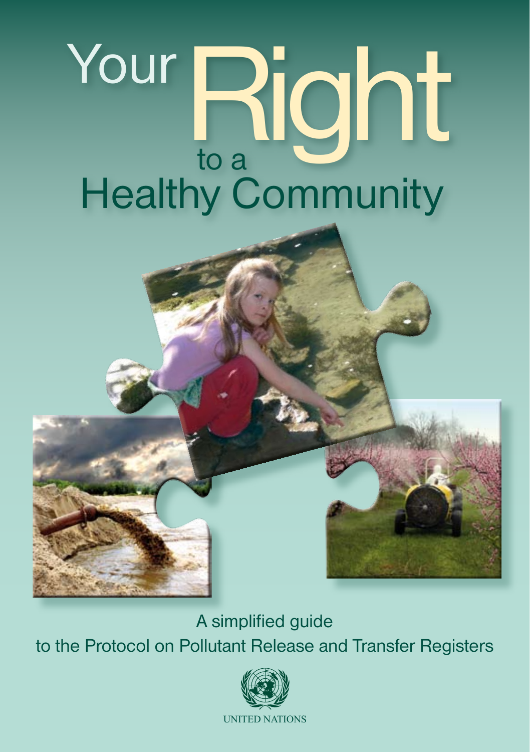# Your Right to a Healthy Community

A simplified guide to the Protocol on Pollutant Release and Transfer Registers

UNITED NATIONS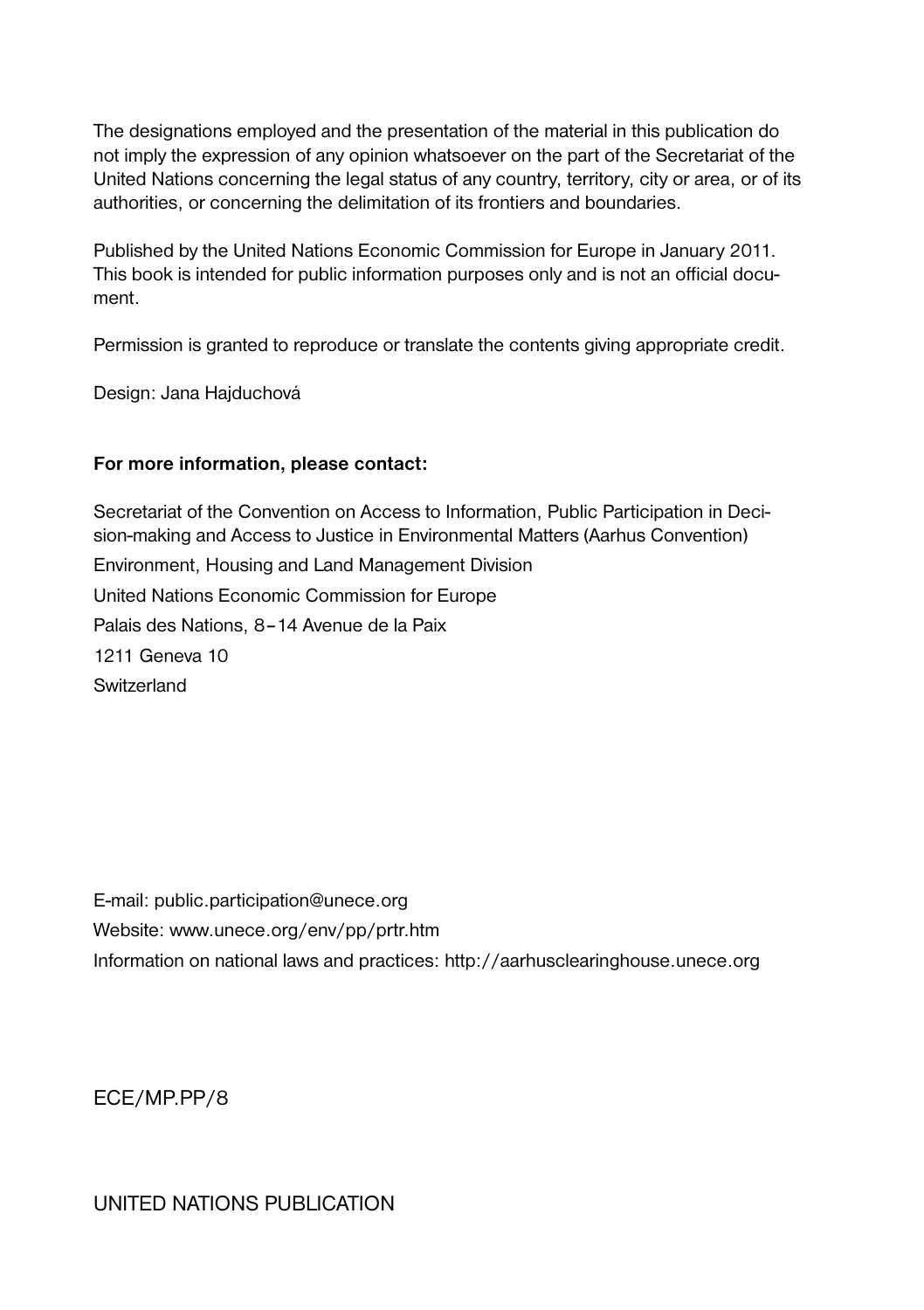The designations employed and the presentation of the material in this publication do not imply the expression of any opinion whatsoever on the part of the Secretariat of the United Nations concerning the legal status of any country, territory, city or area, or of its authorities, or concerning the delimitation of its frontiers and boundaries.

Published by the United Nations Economic Commission for Europe in January 2011. This book is intended for public information purposes only and is not an official document.

Permission is granted to reproduce or translate the contents giving appropriate credit.

Design: Jana Hajduchová

**For more information, please contact:**

Secretariat of the Convention on Access to Information, Public Participation in Decision-making and Access to Justice in Environmental Matters (Aarhus Convention)

Environment, Housing and Land Management Division

United Nations Economic Commission for Europe

Palais des Nations, 8–14 Avenue de la Paix

1211 Geneva 10

Switzerland

E-mail: public.participation@unece.org

Website: www.unece.org/env/pp/prtr.htm

Information on national laws and practices: http://aarhusclearinghouse.unece.org

ECE/MP.PP/8

UNITED NATIONS PUBLICATION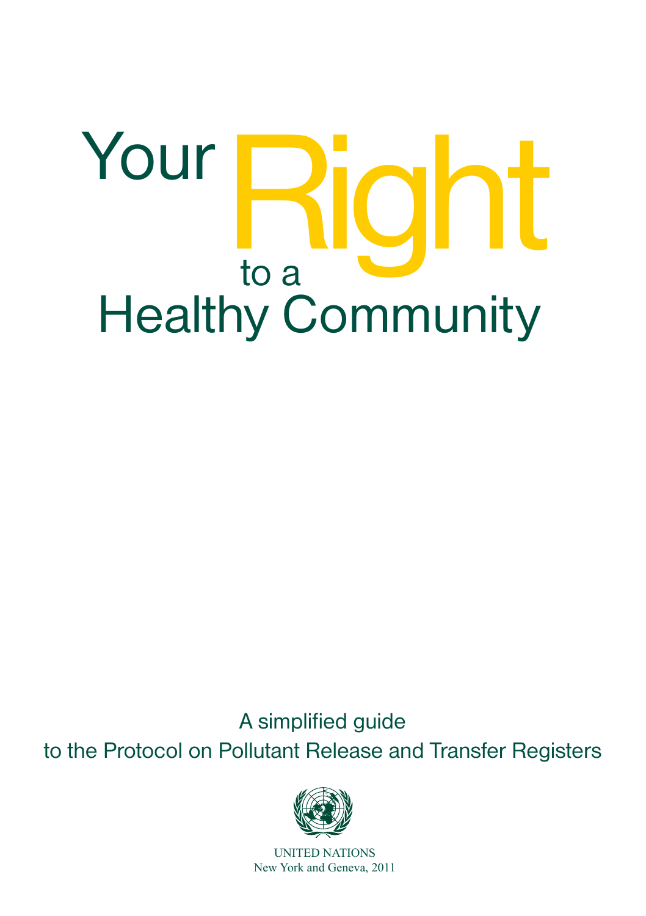# Your Right to a Healthy Community

A simplified guide
to the Protocol on Pollutant Release and Transfer Registers

UNITED NATIONS
New York and Geneva, 2011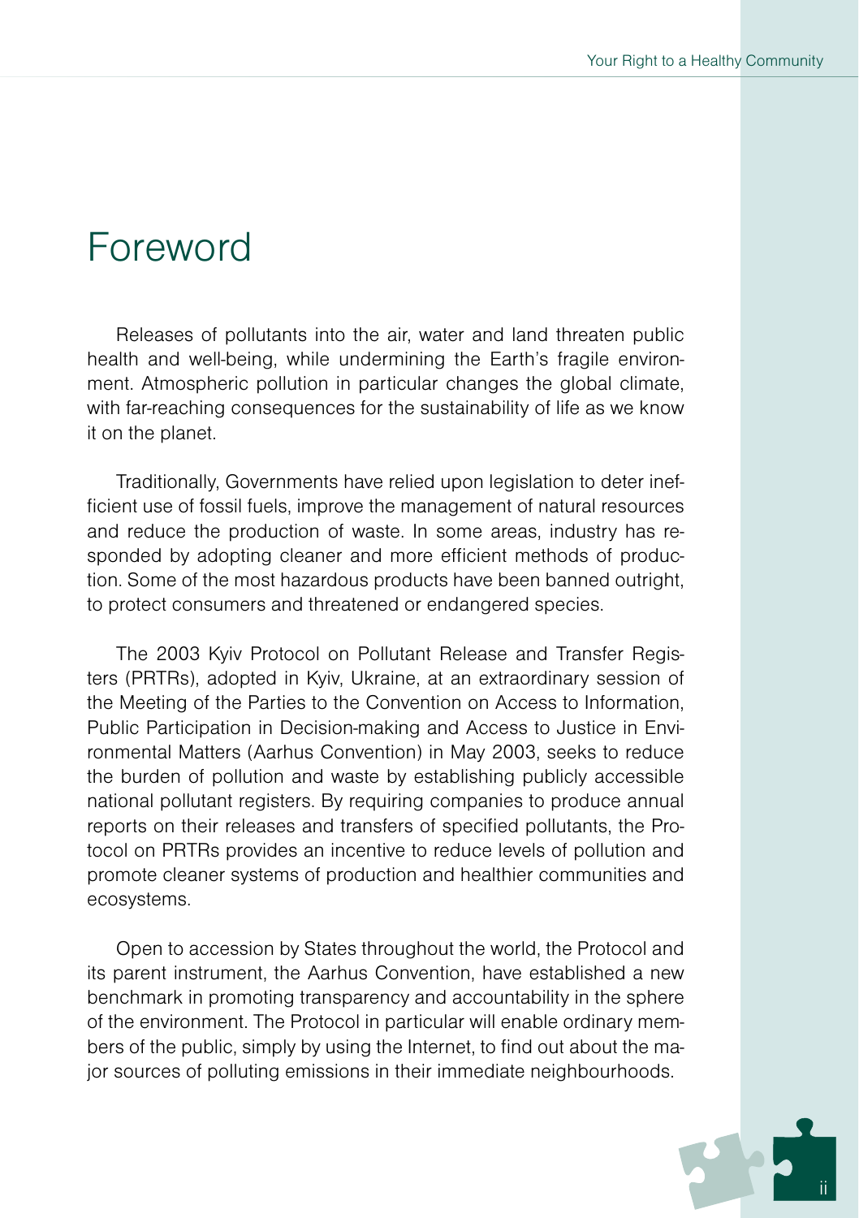# Foreword

Releases of pollutants into the air, water and land threaten public health and well-being, while undermining the Earth's fragile environment. Atmospheric pollution in particular changes the global climate, with far-reaching consequences for the sustainability of life as we know it on the planet.

Traditionally, Governments have relied upon legislation to deter inefficient use of fossil fuels, improve the management of natural resources and reduce the production of waste. In some areas, industry has responded by adopting cleaner and more efficient methods of production. Some of the most hazardous products have been banned outright, to protect consumers and threatened or endangered species.

The 2003 Kyiv Protocol on Pollutant Release and Transfer Registers (PRTRs), adopted in Kyiv, Ukraine, at an extraordinary session of the Meeting of the Parties to the Convention on Access to Information, Public Participation in Decision-making and Access to Justice in Environmental Matters (Aarhus Convention) in May 2003, seeks to reduce the burden of pollution and waste by establishing publicly accessible national pollutant registers. By requiring companies to produce annual reports on their releases and transfers of specified pollutants, the Protocol on PRTRs provides an incentive to reduce levels of pollution and promote cleaner systems of production and healthier communities and ecosystems.

Open to accession by States throughout the world, the Protocol and its parent instrument, the Aarhus Convention, have established a new benchmark in promoting transparency and accountability in the sphere of the environment. The Protocol in particular will enable ordinary members of the public, simply by using the Internet, to find out about the major sources of polluting emissions in their immediate neighbourhoods.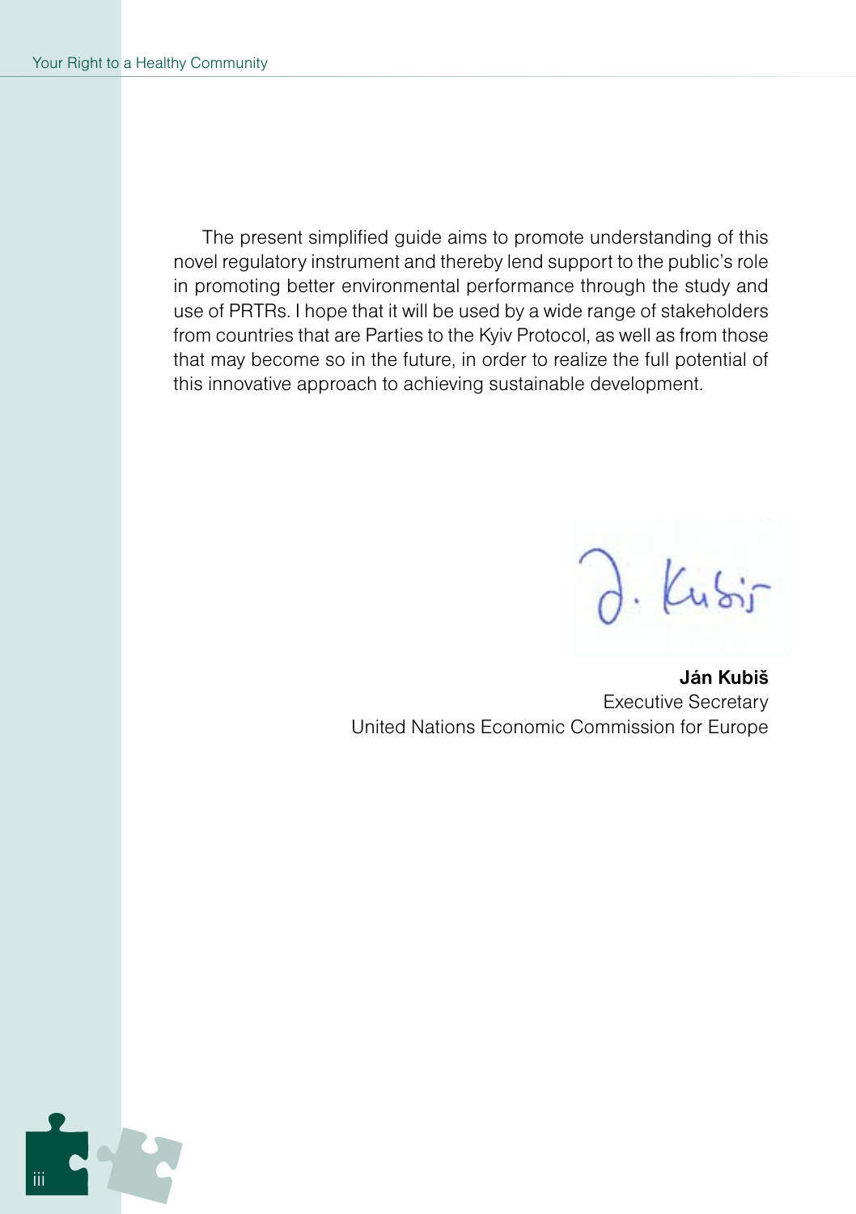The present simplified guide aims to promote understanding of this novel regulatory instrument and thereby lend support to the public's role in promoting better environmental performance through the study and use of PRTRs. I hope that it will be used by a wide range of stakeholders from countries that are Parties to the Kyiv Protocol, as well as from those that may become so in the future, in order to realize the full potential of this innovative approach to achieving sustainable development.

**Ján Kubiš**
Executive Secretary
United Nations Economic Commission for Europe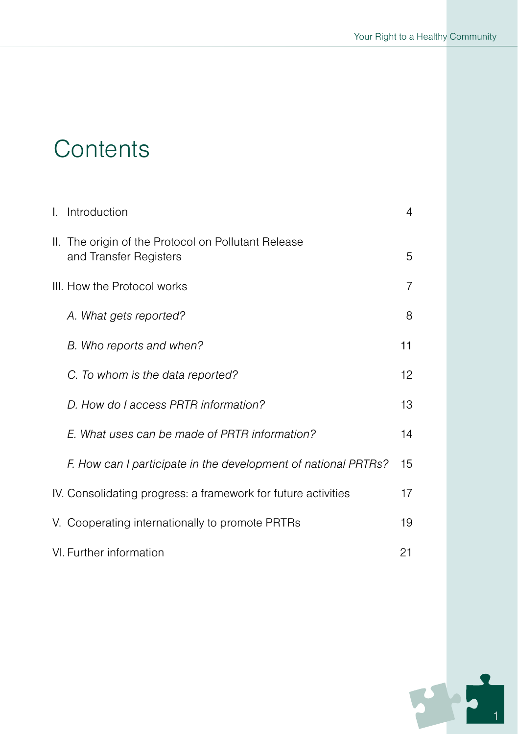# Contents

| | |
|---|---|
| I. Introduction | 4 |
| II. The origin of the Protocol on Pollutant Release and Transfer Registers | 5 |
| III. How the Protocol works | 7 |
| *A. What gets reported?* | 8 |
| *B. Who reports and when?* | 11 |
| *C. To whom is the data reported?* | 12 |
| *D. How do I access PRTR information?* | 13 |
| *E. What uses can be made of PRTR information?* | 14 |
| *F. How can I participate in the development of national PRTRs?* | 15 |
| IV. Consolidating progress: a framework for future activities | 17 |
| V. Cooperating internationally to promote PRTRs | 19 |
| VI. Further information | 21 |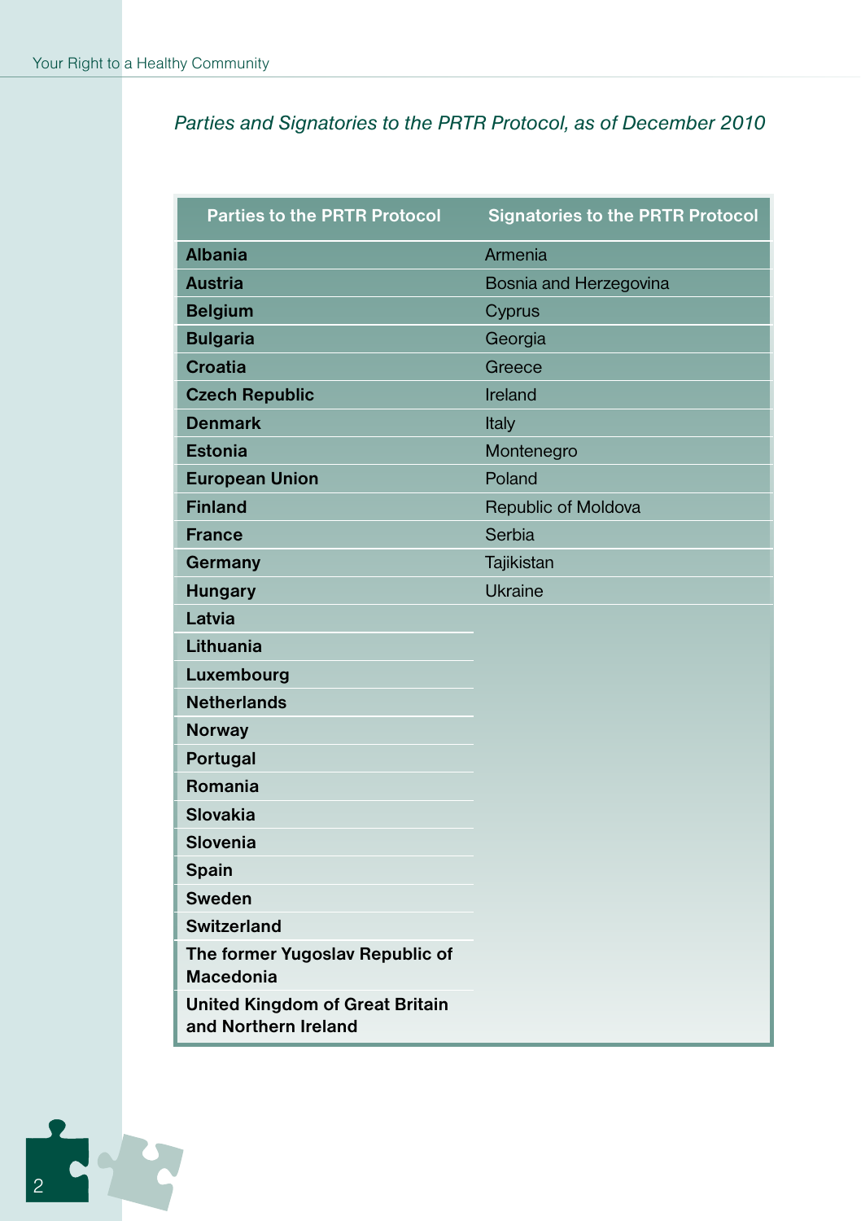*Parties and Signatories to the PRTR Protocol, as of December 2010*

| Parties to the PRTR Protocol | Signatories to the PRTR Protocol |
|---|---|
| **Albania** | Armenia |
| **Austria** | Bosnia and Herzegovina |
| **Belgium** | Cyprus |
| **Bulgaria** | Georgia |
| **Croatia** | Greece |
| **Czech Republic** | Ireland |
| **Denmark** | Italy |
| **Estonia** | Montenegro |
| **European Union** | Poland |
| **Finland** | Republic of Moldova |
| **France** | Serbia |
| **Germany** | Tajikistan |
| **Hungary** | Ukraine |
| **Latvia** | |
| **Lithuania** | |
| **Luxembourg** | |
| **Netherlands** | |
| **Norway** | |
| **Portugal** | |
| **Romania** | |
| **Slovakia** | |
| **Slovenia** | |
| **Spain** | |
| **Sweden** | |
| **Switzerland** | |
| **The former Yugoslav Republic of Macedonia** | |
| **United Kingdom of Great Britain and Northern Ireland** | |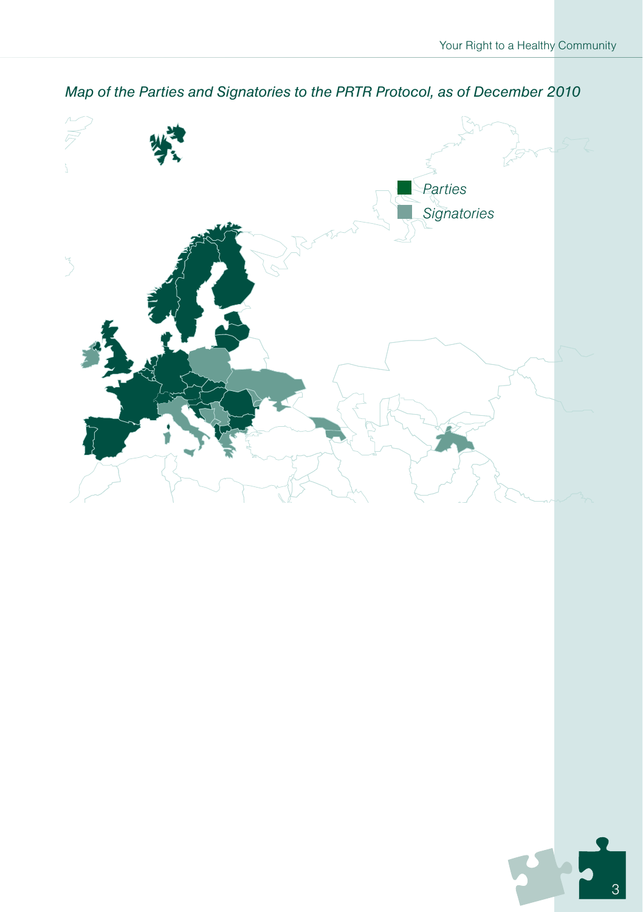*Map of the Parties and Signatories to the PRTR Protocol, as of December 2010*

Parties

Signatories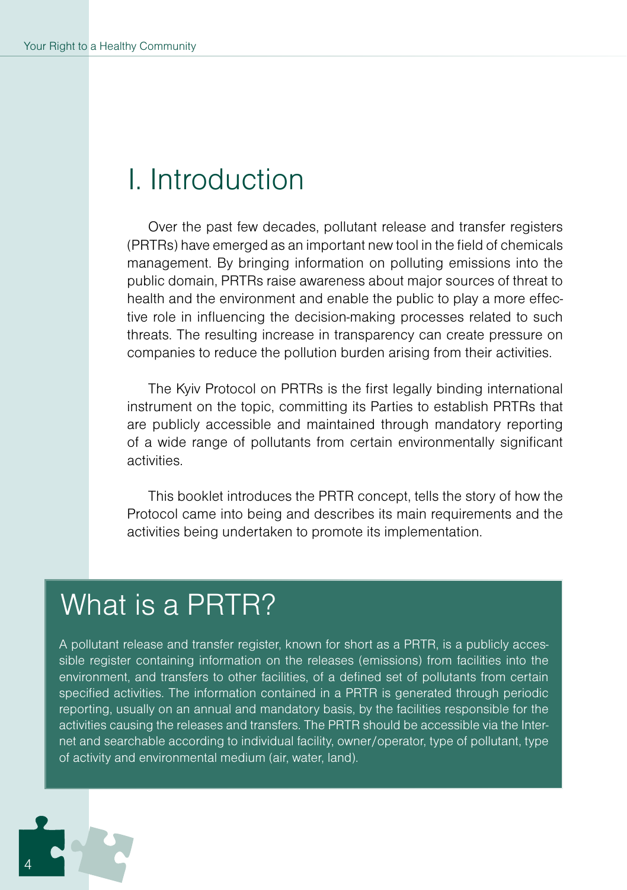# I. Introduction

Over the past few decades, pollutant release and transfer registers (PRTRs) have emerged as an important new tool in the field of chemicals management. By bringing information on polluting emissions into the public domain, PRTRs raise awareness about major sources of threat to health and the environment and enable the public to play a more effective role in influencing the decision-making processes related to such threats. The resulting increase in transparency can create pressure on companies to reduce the pollution burden arising from their activities.

The Kyiv Protocol on PRTRs is the first legally binding international instrument on the topic, committing its Parties to establish PRTRs that are publicly accessible and maintained through mandatory reporting of a wide range of pollutants from certain environmentally significant activities.

This booklet introduces the PRTR concept, tells the story of how the Protocol came into being and describes its main requirements and the activities being undertaken to promote its implementation.

## What is a PRTR?

A pollutant release and transfer register, known for short as a PRTR, is a publicly accessible register containing information on the releases (emissions) from facilities into the environment, and transfers to other facilities, of a defined set of pollutants from certain specified activities. The information contained in a PRTR is generated through periodic reporting, usually on an annual and mandatory basis, by the facilities responsible for the activities causing the releases and transfers. The PRTR should be accessible via the Internet and searchable according to individual facility, owner/operator, type of pollutant, type of activity and environmental medium (air, water, land).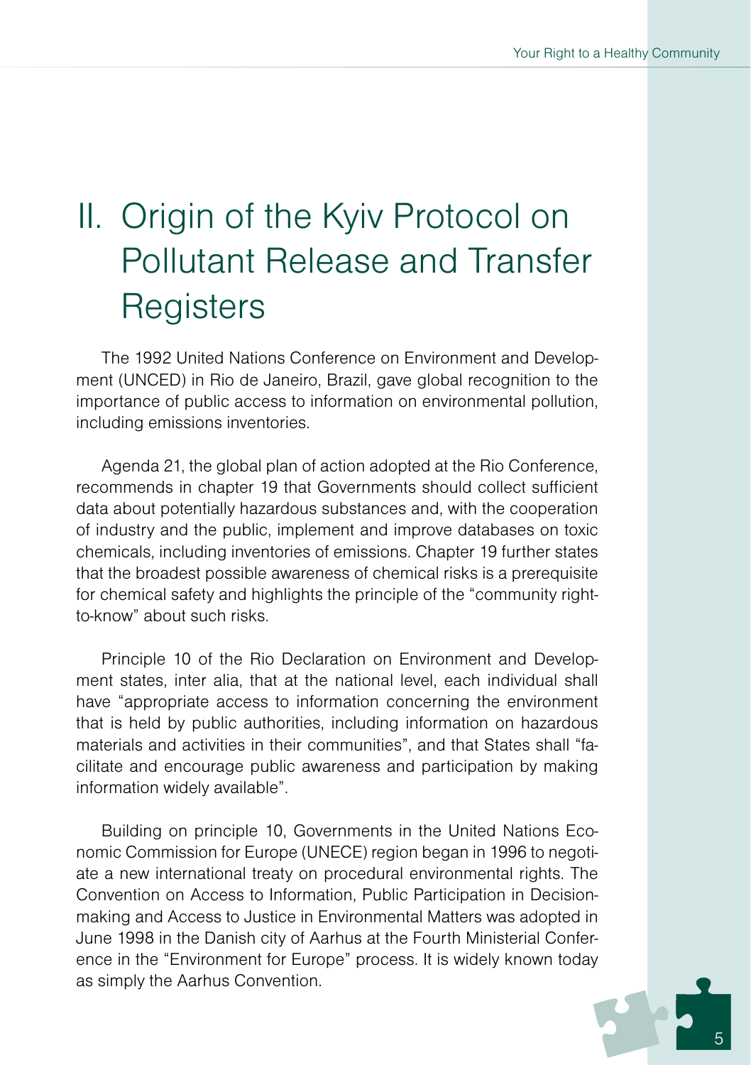# II. Origin of the Kyiv Protocol on Pollutant Release and Transfer Registers

The 1992 United Nations Conference on Environment and Development (UNCED) in Rio de Janeiro, Brazil, gave global recognition to the importance of public access to information on environmental pollution, including emissions inventories.

Agenda 21, the global plan of action adopted at the Rio Conference, recommends in chapter 19 that Governments should collect sufficient data about potentially hazardous substances and, with the cooperation of industry and the public, implement and improve databases on toxic chemicals, including inventories of emissions. Chapter 19 further states that the broadest possible awareness of chemical risks is a prerequisite for chemical safety and highlights the principle of the "community right-to-know" about such risks.

Principle 10 of the Rio Declaration on Environment and Development states, inter alia, that at the national level, each individual shall have "appropriate access to information concerning the environment that is held by public authorities, including information on hazardous materials and activities in their communities", and that States shall "facilitate and encourage public awareness and participation by making information widely available".

Building on principle 10, Governments in the United Nations Economic Commission for Europe (UNECE) region began in 1996 to negotiate a new international treaty on procedural environmental rights. The Convention on Access to Information, Public Participation in Decision-making and Access to Justice in Environmental Matters was adopted in June 1998 in the Danish city of Aarhus at the Fourth Ministerial Conference in the "Environment for Europe" process. It is widely known today as simply the Aarhus Convention.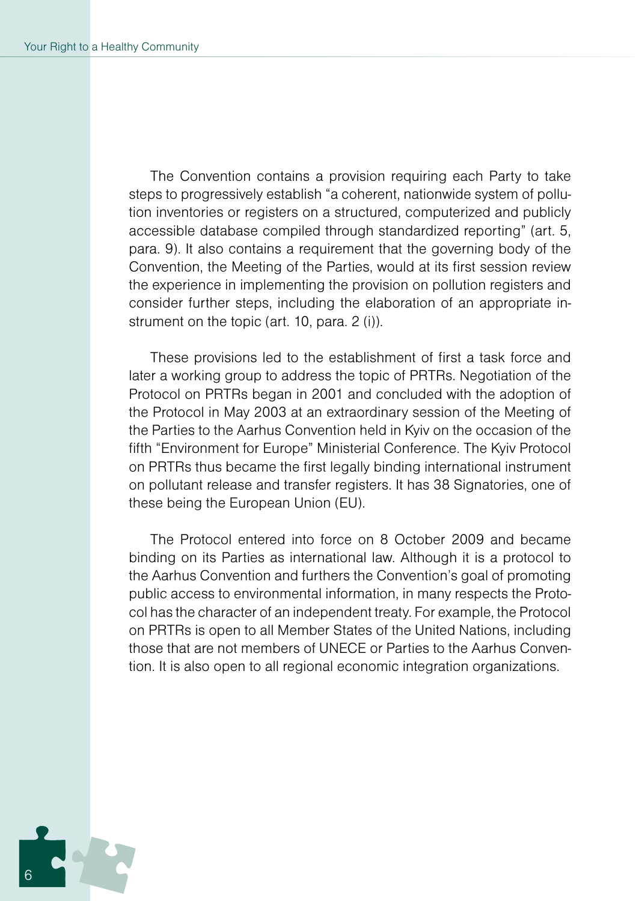The Convention contains a provision requiring each Party to take steps to progressively establish "a coherent, nationwide system of pollution inventories or registers on a structured, computerized and publicly accessible database compiled through standardized reporting" (art. 5, para. 9). It also contains a requirement that the governing body of the Convention, the Meeting of the Parties, would at its first session review the experience in implementing the provision on pollution registers and consider further steps, including the elaboration of an appropriate instrument on the topic (art. 10, para. 2 (i)).

These provisions led to the establishment of first a task force and later a working group to address the topic of PRTRs. Negotiation of the Protocol on PRTRs began in 2001 and concluded with the adoption of the Protocol in May 2003 at an extraordinary session of the Meeting of the Parties to the Aarhus Convention held in Kyiv on the occasion of the fifth "Environment for Europe" Ministerial Conference. The Kyiv Protocol on PRTRs thus became the first legally binding international instrument on pollutant release and transfer registers. It has 38 Signatories, one of these being the European Union (EU).

The Protocol entered into force on 8 October 2009 and became binding on its Parties as international law. Although it is a protocol to the Aarhus Convention and furthers the Convention's goal of promoting public access to environmental information, in many respects the Protocol has the character of an independent treaty. For example, the Protocol on PRTRs is open to all Member States of the United Nations, including those that are not members of UNECE or Parties to the Aarhus Convention. It is also open to all regional economic integration organizations.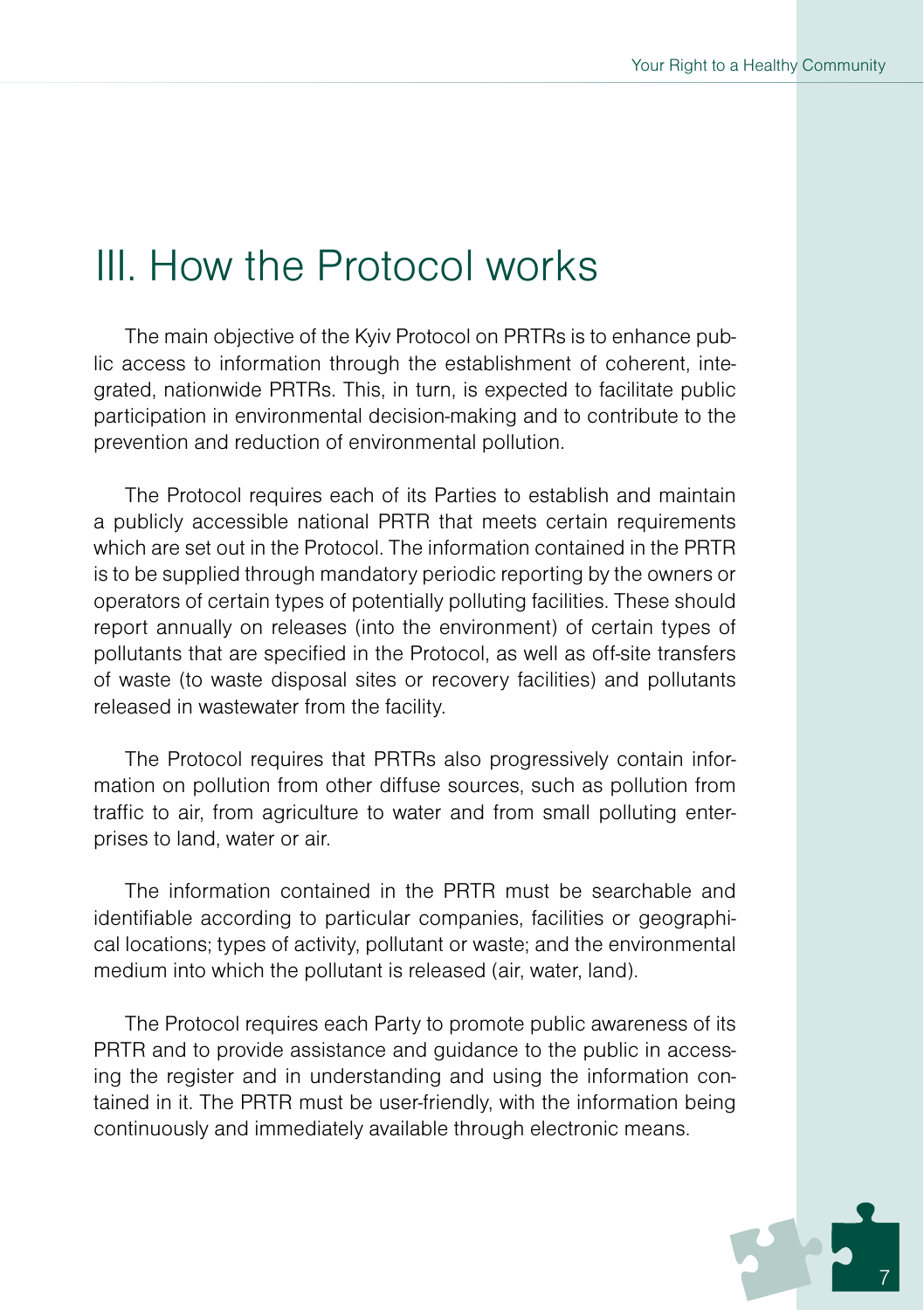# III. How the Protocol works

The main objective of the Kyiv Protocol on PRTRs is to enhance public access to information through the establishment of coherent, integrated, nationwide PRTRs. This, in turn, is expected to facilitate public participation in environmental decision-making and to contribute to the prevention and reduction of environmental pollution.

The Protocol requires each of its Parties to establish and maintain a publicly accessible national PRTR that meets certain requirements which are set out in the Protocol. The information contained in the PRTR is to be supplied through mandatory periodic reporting by the owners or operators of certain types of potentially polluting facilities. These should report annually on releases (into the environment) of certain types of pollutants that are specified in the Protocol, as well as off-site transfers of waste (to waste disposal sites or recovery facilities) and pollutants released in wastewater from the facility.

The Protocol requires that PRTRs also progressively contain information on pollution from other diffuse sources, such as pollution from traffic to air, from agriculture to water and from small polluting enterprises to land, water or air.

The information contained in the PRTR must be searchable and identifiable according to particular companies, facilities or geographical locations; types of activity, pollutant or waste; and the environmental medium into which the pollutant is released (air, water, land).

The Protocol requires each Party to promote public awareness of its PRTR and to provide assistance and guidance to the public in accessing the register and in understanding and using the information contained in it. The PRTR must be user-friendly, with the information being continuously and immediately available through electronic means.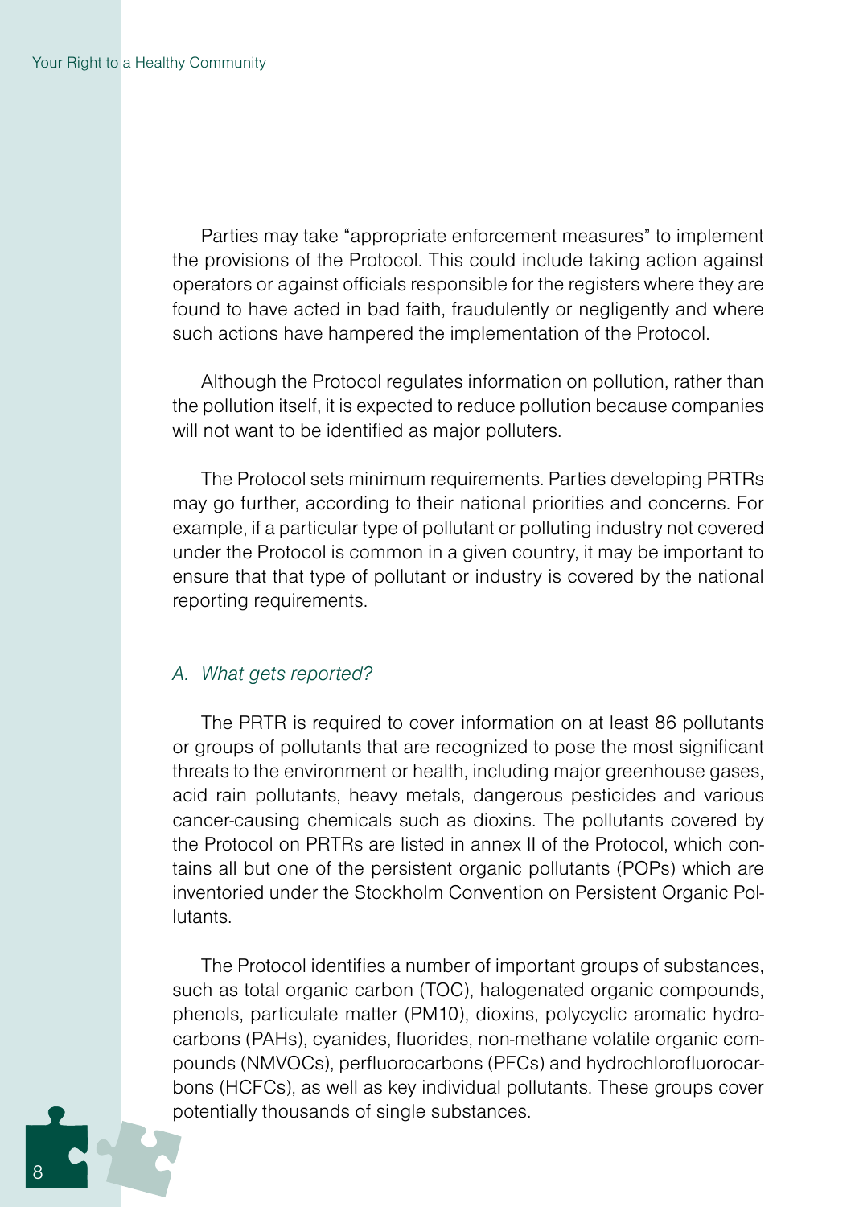Parties may take "appropriate enforcement measures" to implement the provisions of the Protocol. This could include taking action against operators or against officials responsible for the registers where they are found to have acted in bad faith, fraudulently or negligently and where such actions have hampered the implementation of the Protocol.

Although the Protocol regulates information on pollution, rather than the pollution itself, it is expected to reduce pollution because companies will not want to be identified as major polluters.

The Protocol sets minimum requirements. Parties developing PRTRs may go further, according to their national priorities and concerns. For example, if a particular type of pollutant or polluting industry not covered under the Protocol is common in a given country, it may be important to ensure that that type of pollutant or industry is covered by the national reporting requirements.

### *A. What gets reported?*

The PRTR is required to cover information on at least 86 pollutants or groups of pollutants that are recognized to pose the most significant threats to the environment or health, including major greenhouse gases, acid rain pollutants, heavy metals, dangerous pesticides and various cancer-causing chemicals such as dioxins. The pollutants covered by the Protocol on PRTRs are listed in annex II of the Protocol, which contains all but one of the persistent organic pollutants (POPs) which are inventoried under the Stockholm Convention on Persistent Organic Pollutants.

The Protocol identifies a number of important groups of substances, such as total organic carbon (TOC), halogenated organic compounds, phenols, particulate matter (PM10), dioxins, polycyclic aromatic hydrocarbons (PAHs), cyanides, fluorides, non-methane volatile organic compounds (NMVOCs), perfluorocarbons (PFCs) and hydrochlorofluorocarbons (HCFCs), as well as key individual pollutants. These groups cover potentially thousands of single substances.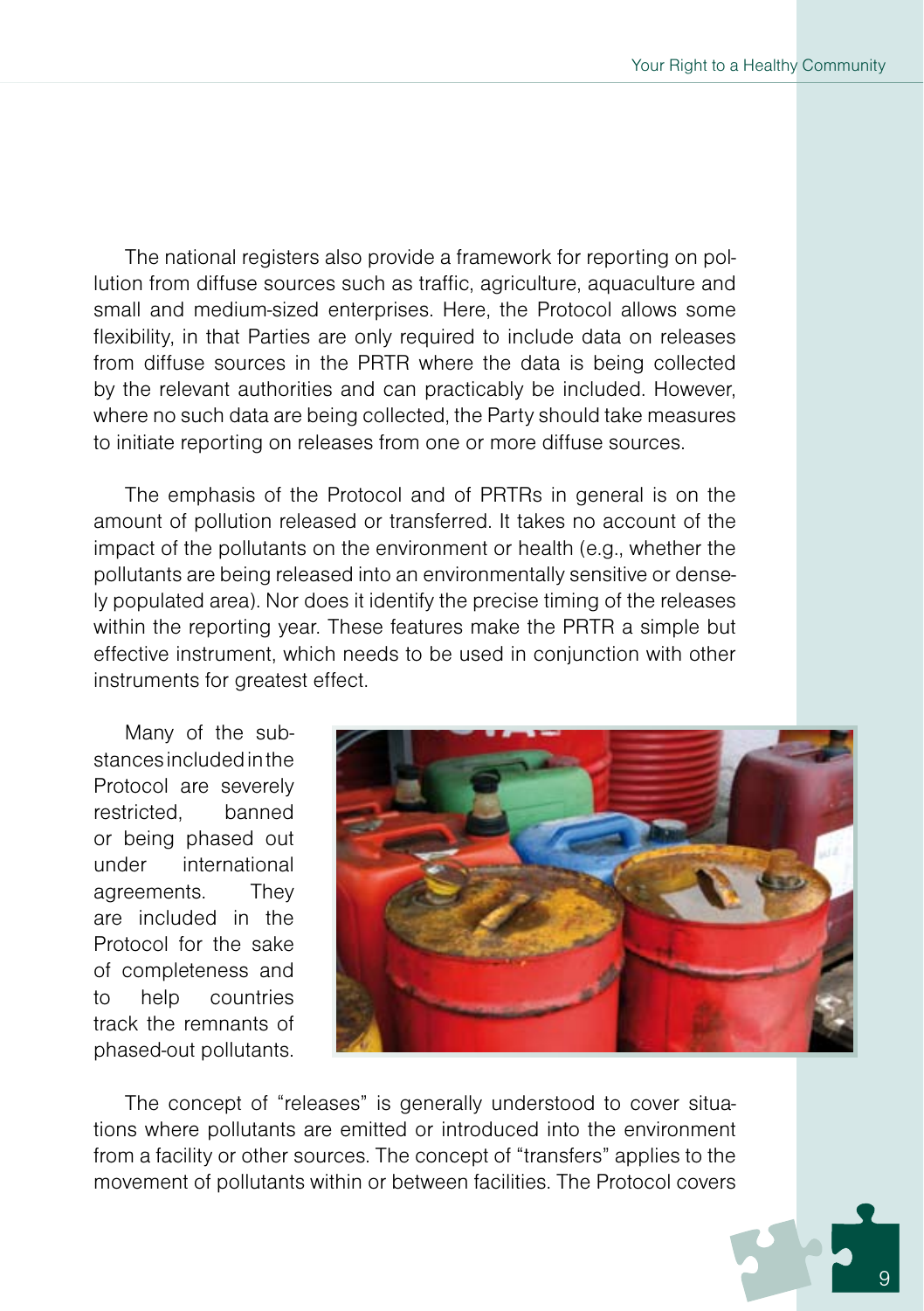The national registers also provide a framework for reporting on pollution from diffuse sources such as traffic, agriculture, aquaculture and small and medium-sized enterprises. Here, the Protocol allows some flexibility, in that Parties are only required to include data on releases from diffuse sources in the PRTR where the data is being collected by the relevant authorities and can practicably be included. However, where no such data are being collected, the Party should take measures to initiate reporting on releases from one or more diffuse sources.

The emphasis of the Protocol and of PRTRs in general is on the amount of pollution released or transferred. It takes no account of the impact of the pollutants on the environment or health (e.g., whether the pollutants are being released into an environmentally sensitive or densely populated area). Nor does it identify the precise timing of the releases within the reporting year. These features make the PRTR a simple but effective instrument, which needs to be used in conjunction with other instruments for greatest effect.

Many of the substances included in the Protocol are severely restricted, banned or being phased out under international agreements. They are included in the Protocol for the sake of completeness and to help countries track the remnants of phased-out pollutants.

The concept of "releases" is generally understood to cover situations where pollutants are emitted or introduced into the environment from a facility or other sources. The concept of "transfers" applies to the movement of pollutants within or between facilities. The Protocol covers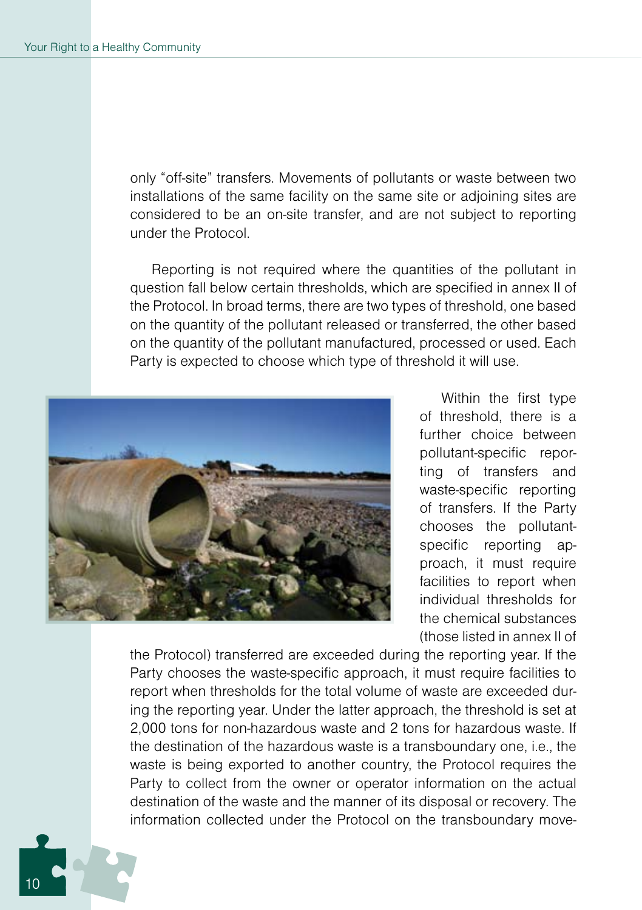only "off-site" transfers. Movements of pollutants or waste between two installations of the same facility on the same site or adjoining sites are considered to be an on-site transfer, and are not subject to reporting under the Protocol.

Reporting is not required where the quantities of the pollutant in question fall below certain thresholds, which are specified in annex II of the Protocol. In broad terms, there are two types of threshold, one based on the quantity of the pollutant released or transferred, the other based on the quantity of the pollutant manufactured, processed or used. Each Party is expected to choose which type of threshold it will use.

Within the first type of threshold, there is a further choice between pollutant-specific reporting of transfers and waste-specific reporting of transfers. If the Party chooses the pollutant-specific reporting approach, it must require facilities to report when individual thresholds for the chemical substances (those listed in annex II of the Protocol) transferred are exceeded during the reporting year. If the Party chooses the waste-specific approach, it must require facilities to report when thresholds for the total volume of waste are exceeded during the reporting year. Under the latter approach, the threshold is set at 2,000 tons for non-hazardous waste and 2 tons for hazardous waste. If the destination of the hazardous waste is a transboundary one, i.e., the waste is being exported to another country, the Protocol requires the Party to collect from the owner or operator information on the actual destination of the waste and the manner of its disposal or recovery. The information collected under the Protocol on the transboundary move-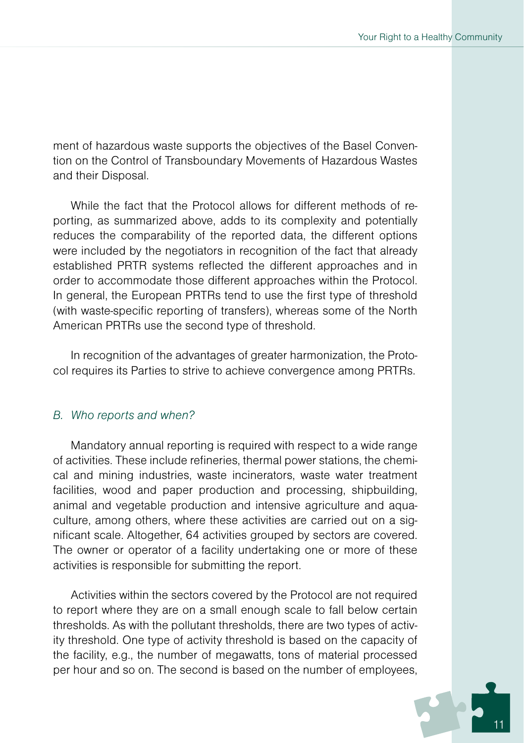ment of hazardous waste supports the objectives of the Basel Convention on the Control of Transboundary Movements of Hazardous Wastes and their Disposal.

While the fact that the Protocol allows for different methods of reporting, as summarized above, adds to its complexity and potentially reduces the comparability of the reported data, the different options were included by the negotiators in recognition of the fact that already established PRTR systems reflected the different approaches and in order to accommodate those different approaches within the Protocol. In general, the European PRTRs tend to use the first type of threshold (with waste-specific reporting of transfers), whereas some of the North American PRTRs use the second type of threshold.

In recognition of the advantages of greater harmonization, the Protocol requires its Parties to strive to achieve convergence among PRTRs.

### *B. Who reports and when?*

Mandatory annual reporting is required with respect to a wide range of activities. These include refineries, thermal power stations, the chemical and mining industries, waste incinerators, waste water treatment facilities, wood and paper production and processing, shipbuilding, animal and vegetable production and intensive agriculture and aquaculture, among others, where these activities are carried out on a significant scale. Altogether, 64 activities grouped by sectors are covered. The owner or operator of a facility undertaking one or more of these activities is responsible for submitting the report.

Activities within the sectors covered by the Protocol are not required to report where they are on a small enough scale to fall below certain thresholds. As with the pollutant thresholds, there are two types of activity threshold. One type of activity threshold is based on the capacity of the facility, e.g., the number of megawatts, tons of material processed per hour and so on. The second is based on the number of employees,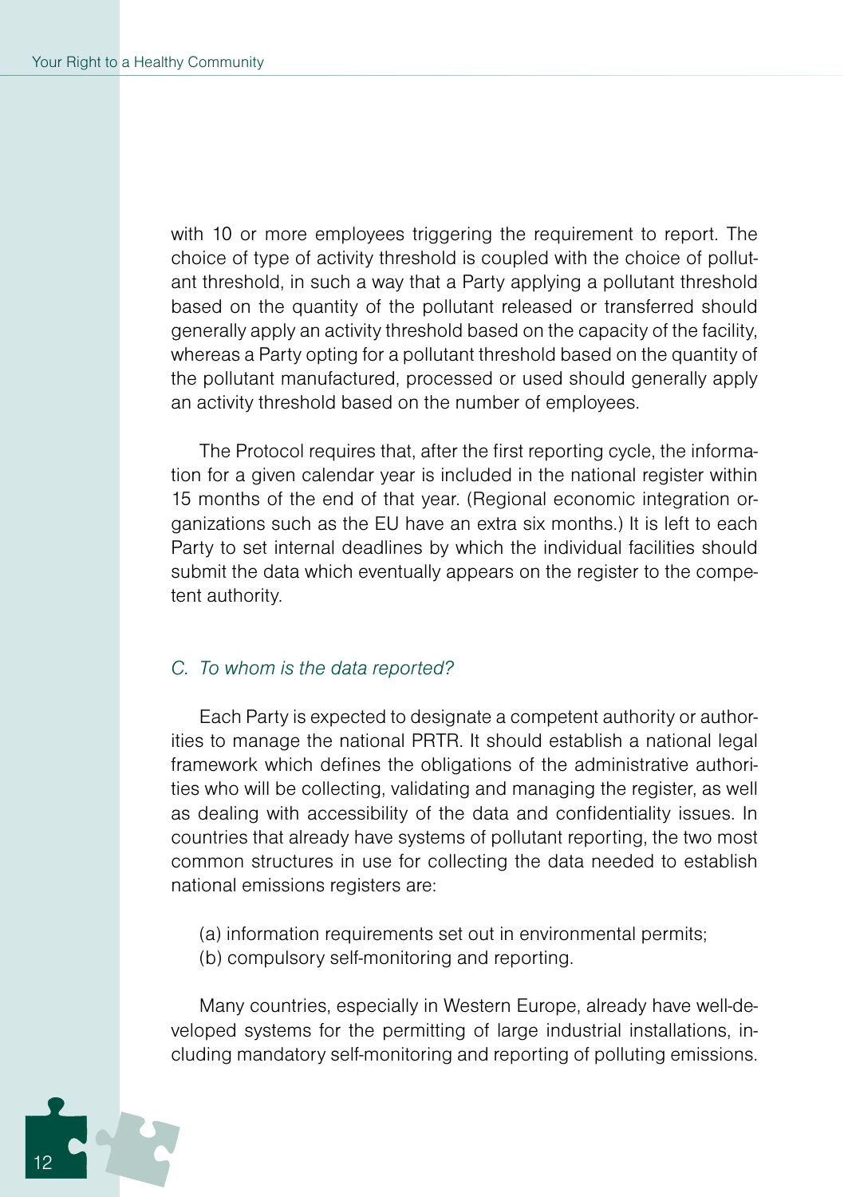with 10 or more employees triggering the requirement to report. The choice of type of activity threshold is coupled with the choice of pollutant threshold, in such a way that a Party applying a pollutant threshold based on the quantity of the pollutant released or transferred should generally apply an activity threshold based on the capacity of the facility, whereas a Party opting for a pollutant threshold based on the quantity of the pollutant manufactured, processed or used should generally apply an activity threshold based on the number of employees.

The Protocol requires that, after the first reporting cycle, the information for a given calendar year is included in the national register within 15 months of the end of that year. (Regional economic integration organizations such as the EU have an extra six months.) It is left to each Party to set internal deadlines by which the individual facilities should submit the data which eventually appears on the register to the competent authority.

### *C. To whom is the data reported?*

Each Party is expected to designate a competent authority or authorities to manage the national PRTR. It should establish a national legal framework which defines the obligations of the administrative authorities who will be collecting, validating and managing the register, as well as dealing with accessibility of the data and confidentiality issues. In countries that already have systems of pollutant reporting, the two most common structures in use for collecting the data needed to establish national emissions registers are:

(a) information requirements set out in environmental permits;
(b) compulsory self-monitoring and reporting.

Many countries, especially in Western Europe, already have well-developed systems for the permitting of large industrial installations, including mandatory self-monitoring and reporting of polluting emissions.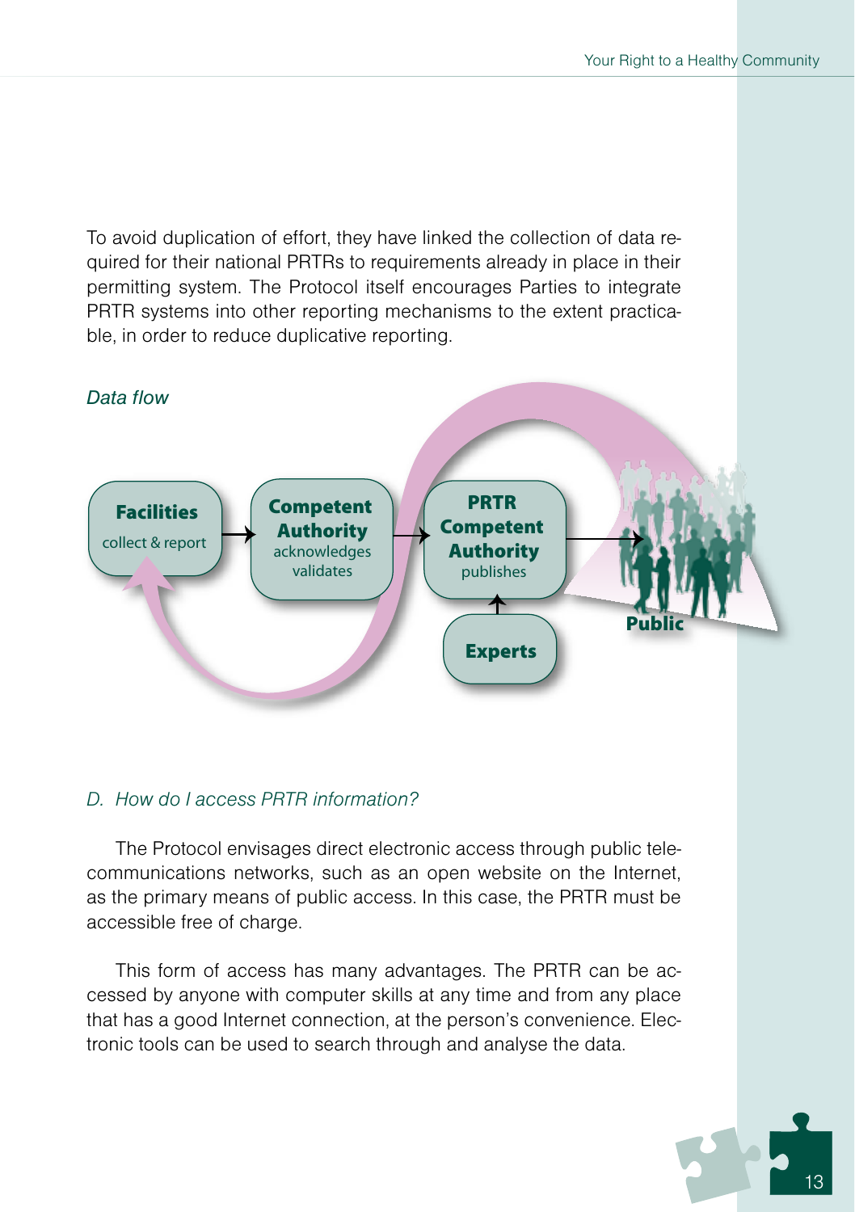To avoid duplication of effort, they have linked the collection of data required for their national PRTRs to requirements already in place in their permitting system. The Protocol itself encourages Parties to integrate PRTR systems into other reporting mechanisms to the extent practicable, in order to reduce duplicative reporting.

*Data flow*

**Facilities** collect & report → **Competent Authority** acknowledges validates → **PRTR Competent Authority** publishes → **Public**

**Experts** → **PRTR Competent Authority**

### D. How do I access PRTR information?

The Protocol envisages direct electronic access through public telecommunications networks, such as an open website on the Internet, as the primary means of public access. In this case, the PRTR must be accessible free of charge.

This form of access has many advantages. The PRTR can be accessed by anyone with computer skills at any time and from any place that has a good Internet connection, at the person's convenience. Electronic tools can be used to search through and analyse the data.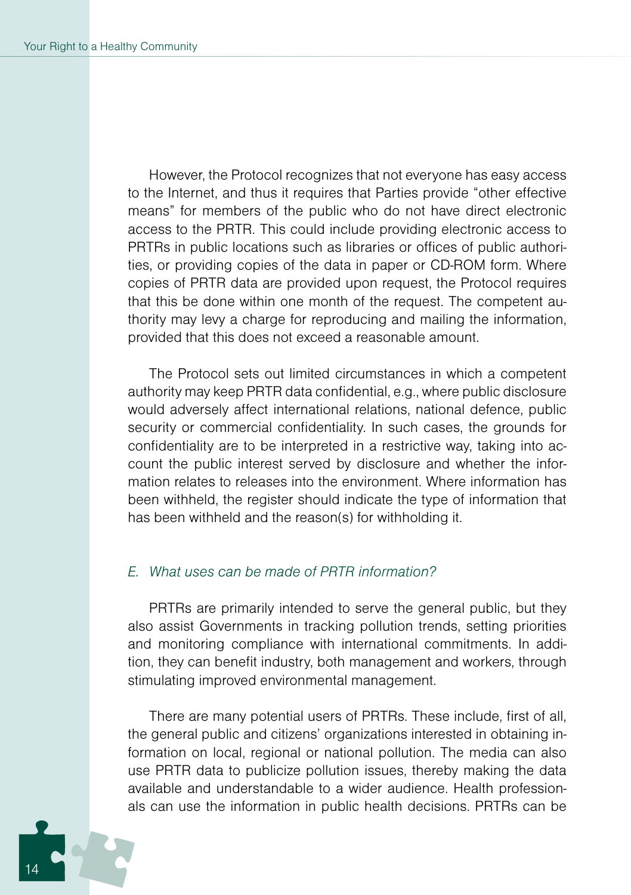However, the Protocol recognizes that not everyone has easy access to the Internet, and thus it requires that Parties provide "other effective means" for members of the public who do not have direct electronic access to the PRTR. This could include providing electronic access to PRTRs in public locations such as libraries or offices of public authorities, or providing copies of the data in paper or CD-ROM form. Where copies of PRTR data are provided upon request, the Protocol requires that this be done within one month of the request. The competent authority may levy a charge for reproducing and mailing the information, provided that this does not exceed a reasonable amount.

The Protocol sets out limited circumstances in which a competent authority may keep PRTR data confidential, e.g., where public disclosure would adversely affect international relations, national defence, public security or commercial confidentiality. In such cases, the grounds for confidentiality are to be interpreted in a restrictive way, taking into account the public interest served by disclosure and whether the information relates to releases into the environment. Where information has been withheld, the register should indicate the type of information that has been withheld and the reason(s) for withholding it.

### *E. What uses can be made of PRTR information?*

PRTRs are primarily intended to serve the general public, but they also assist Governments in tracking pollution trends, setting priorities and monitoring compliance with international commitments. In addition, they can benefit industry, both management and workers, through stimulating improved environmental management.

There are many potential users of PRTRs. These include, first of all, the general public and citizens' organizations interested in obtaining information on local, regional or national pollution. The media can also use PRTR data to publicize pollution issues, thereby making the data available and understandable to a wider audience. Health professionals can use the information in public health decisions. PRTRs can be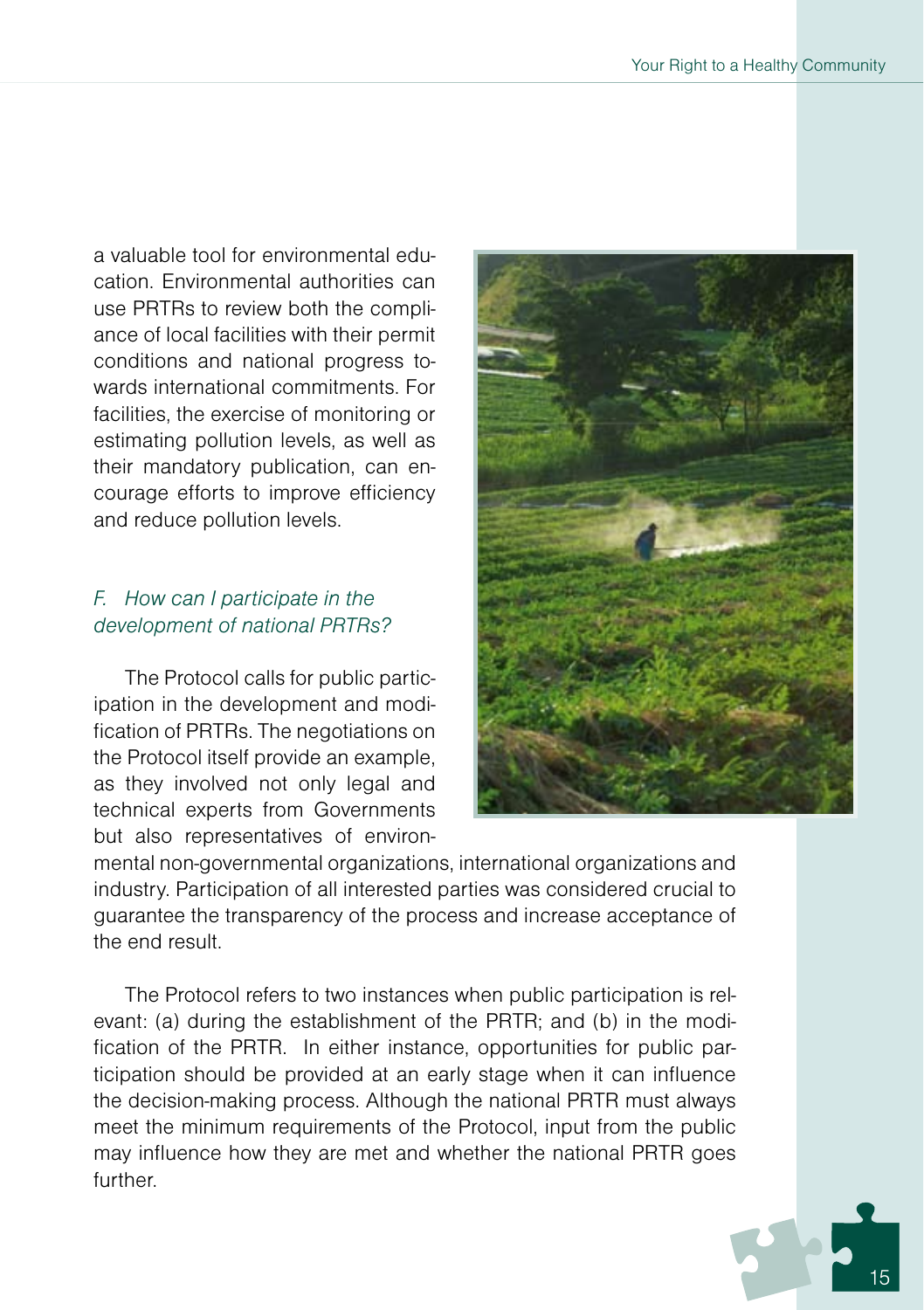a valuable tool for environmental education. Environmental authorities can use PRTRs to review both the compliance of local facilities with their permit conditions and national progress towards international commitments. For facilities, the exercise of monitoring or estimating pollution levels, as well as their mandatory publication, can encourage efforts to improve efficiency and reduce pollution levels.

### *F. How can I participate in the development of national PRTRs?*

The Protocol calls for public participation in the development and modification of PRTRs. The negotiations on the Protocol itself provide an example, as they involved not only legal and technical experts from Governments but also representatives of environmental non-governmental organizations, international organizations and industry. Participation of all interested parties was considered crucial to guarantee the transparency of the process and increase acceptance of the end result.

The Protocol refers to two instances when public participation is relevant: (a) during the establishment of the PRTR; and (b) in the modification of the PRTR. In either instance, opportunities for public participation should be provided at an early stage when it can influence the decision-making process. Although the national PRTR must always meet the minimum requirements of the Protocol, input from the public may influence how they are met and whether the national PRTR goes further.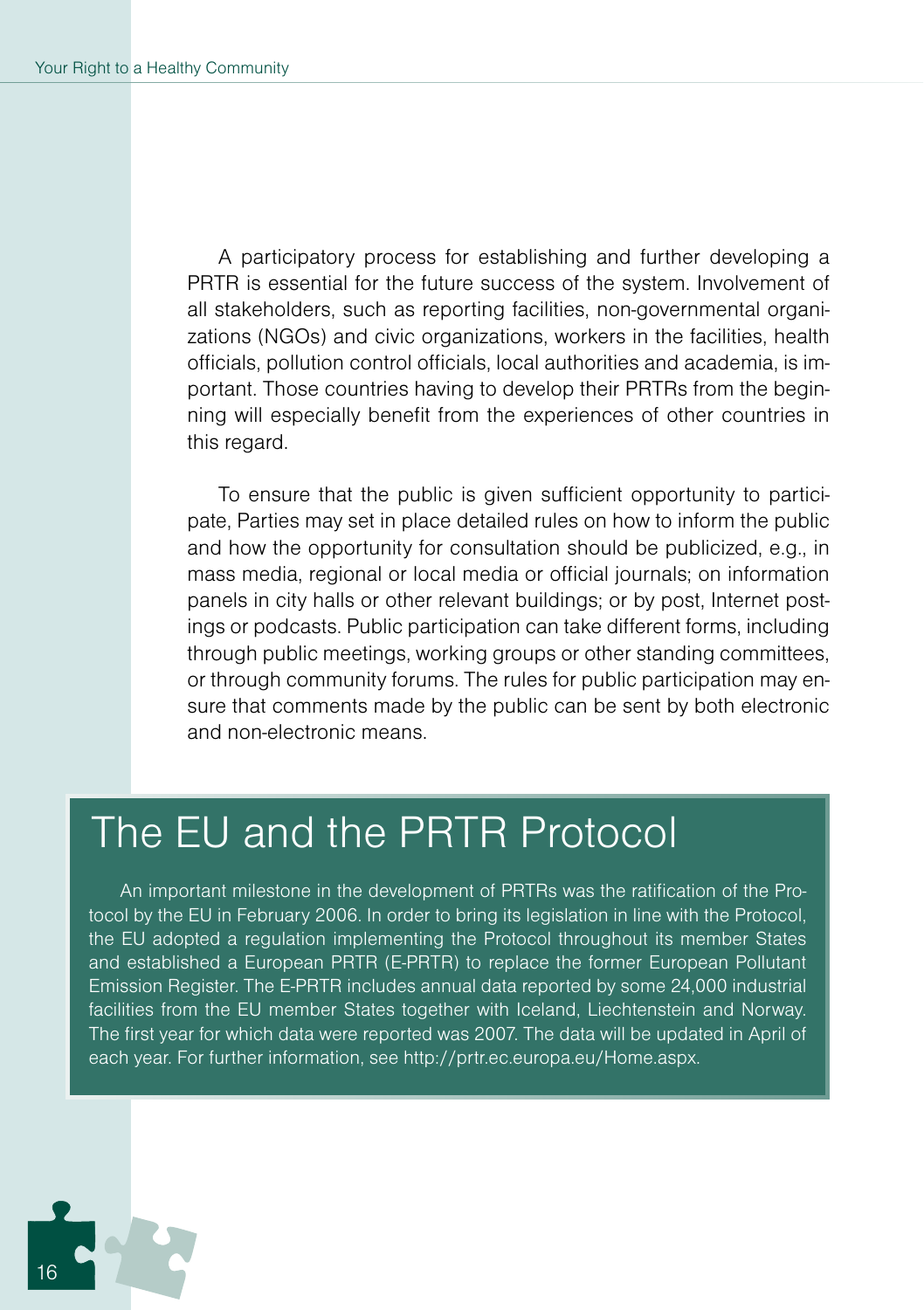A participatory process for establishing and further developing a PRTR is essential for the future success of the system. Involvement of all stakeholders, such as reporting facilities, non-governmental organizations (NGOs) and civic organizations, workers in the facilities, health officials, pollution control officials, local authorities and academia, is important. Those countries having to develop their PRTRs from the beginning will especially benefit from the experiences of other countries in this regard.

To ensure that the public is given sufficient opportunity to participate, Parties may set in place detailed rules on how to inform the public and how the opportunity for consultation should be publicized, e.g., in mass media, regional or local media or official journals; on information panels in city halls or other relevant buildings; or by post, Internet postings or podcasts. Public participation can take different forms, including through public meetings, working groups or other standing committees, or through community forums. The rules for public participation may ensure that comments made by the public can be sent by both electronic and non-electronic means.

## The EU and the PRTR Protocol

An important milestone in the development of PRTRs was the ratification of the Protocol by the EU in February 2006. In order to bring its legislation in line with the Protocol, the EU adopted a regulation implementing the Protocol throughout its member States and established a European PRTR (E-PRTR) to replace the former European Pollutant Emission Register. The E-PRTR includes annual data reported by some 24,000 industrial facilities from the EU member States together with Iceland, Liechtenstein and Norway. The first year for which data were reported was 2007. The data will be updated in April of each year. For further information, see http://prtr.ec.europa.eu/Home.aspx.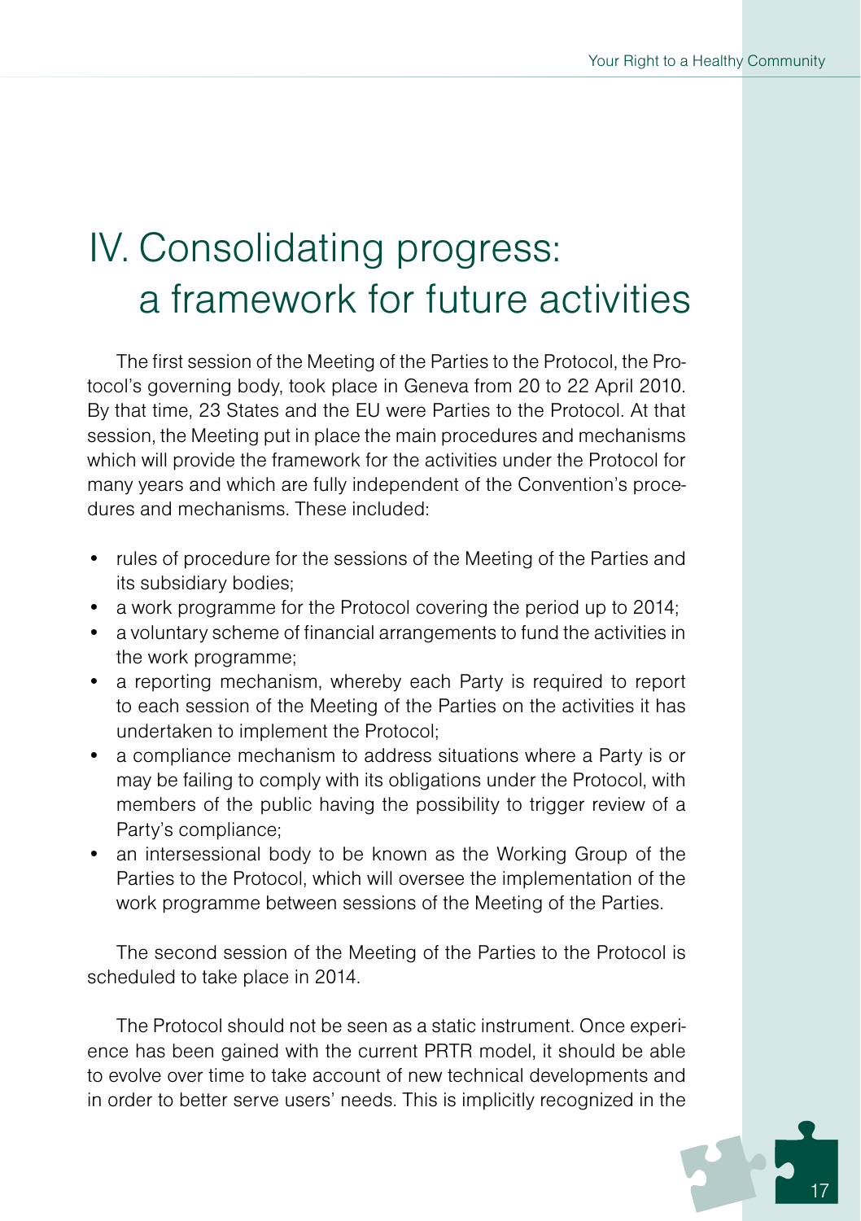# IV. Consolidating progress: a framework for future activities

The first session of the Meeting of the Parties to the Protocol, the Protocol's governing body, took place in Geneva from 20 to 22 April 2010. By that time, 23 States and the EU were Parties to the Protocol. At that session, the Meeting put in place the main procedures and mechanisms which will provide the framework for the activities under the Protocol for many years and which are fully independent of the Convention's procedures and mechanisms. These included:

- rules of procedure for the sessions of the Meeting of the Parties and its subsidiary bodies;
- a work programme for the Protocol covering the period up to 2014;
- a voluntary scheme of financial arrangements to fund the activities in the work programme;
- a reporting mechanism, whereby each Party is required to report to each session of the Meeting of the Parties on the activities it has undertaken to implement the Protocol;
- a compliance mechanism to address situations where a Party is or may be failing to comply with its obligations under the Protocol, with members of the public having the possibility to trigger review of a Party's compliance;
- an intersessional body to be known as the Working Group of the Parties to the Protocol, which will oversee the implementation of the work programme between sessions of the Meeting of the Parties.

The second session of the Meeting of the Parties to the Protocol is scheduled to take place in 2014.

The Protocol should not be seen as a static instrument. Once experience has been gained with the current PRTR model, it should be able to evolve over time to take account of new technical developments and in order to better serve users' needs. This is implicitly recognized in the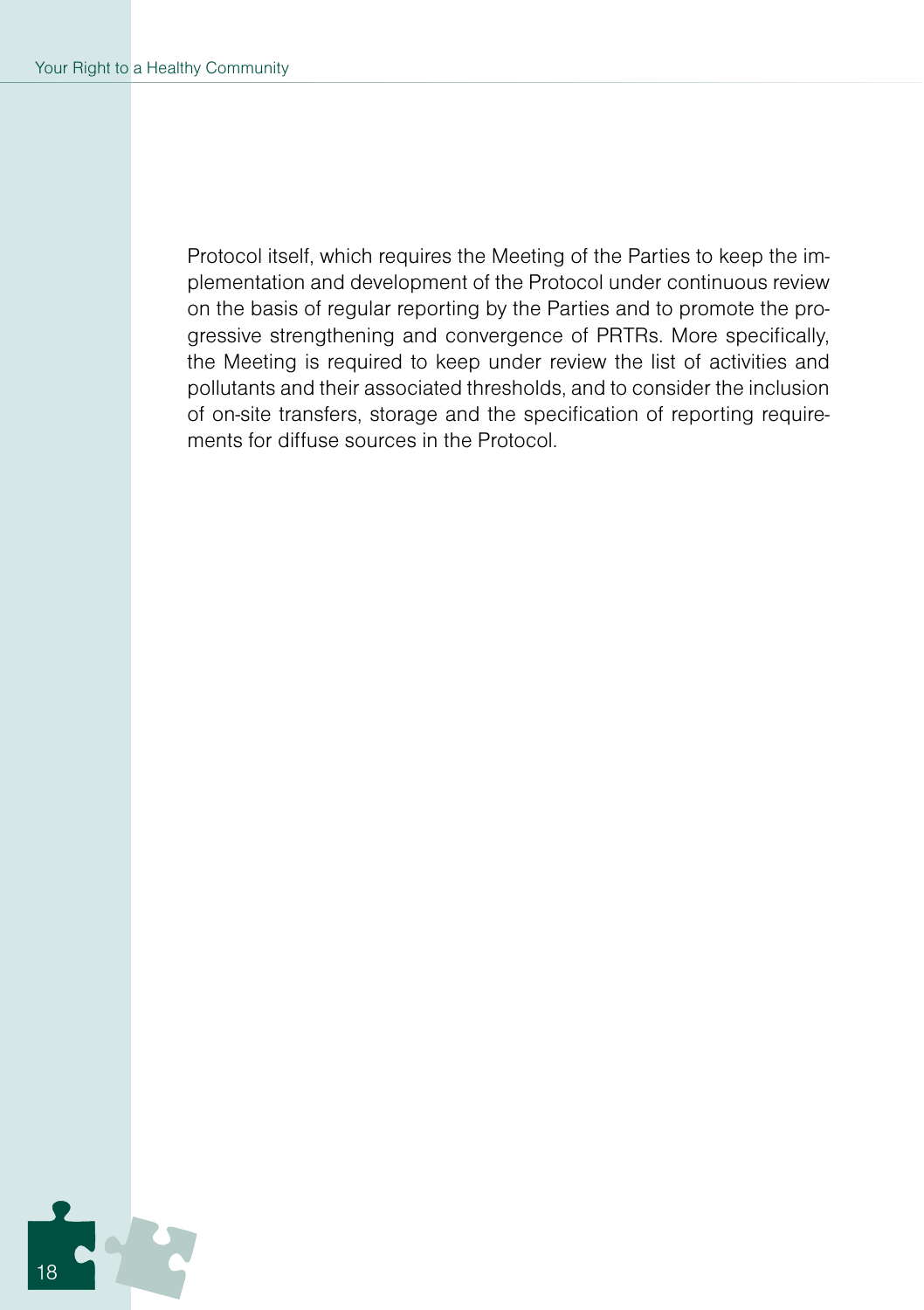Protocol itself, which requires the Meeting of the Parties to keep the implementation and development of the Protocol under continuous review on the basis of regular reporting by the Parties and to promote the progressive strengthening and convergence of PRTRs. More specifically, the Meeting is required to keep under review the list of activities and pollutants and their associated thresholds, and to consider the inclusion of on-site transfers, storage and the specification of reporting requirements for diffuse sources in the Protocol.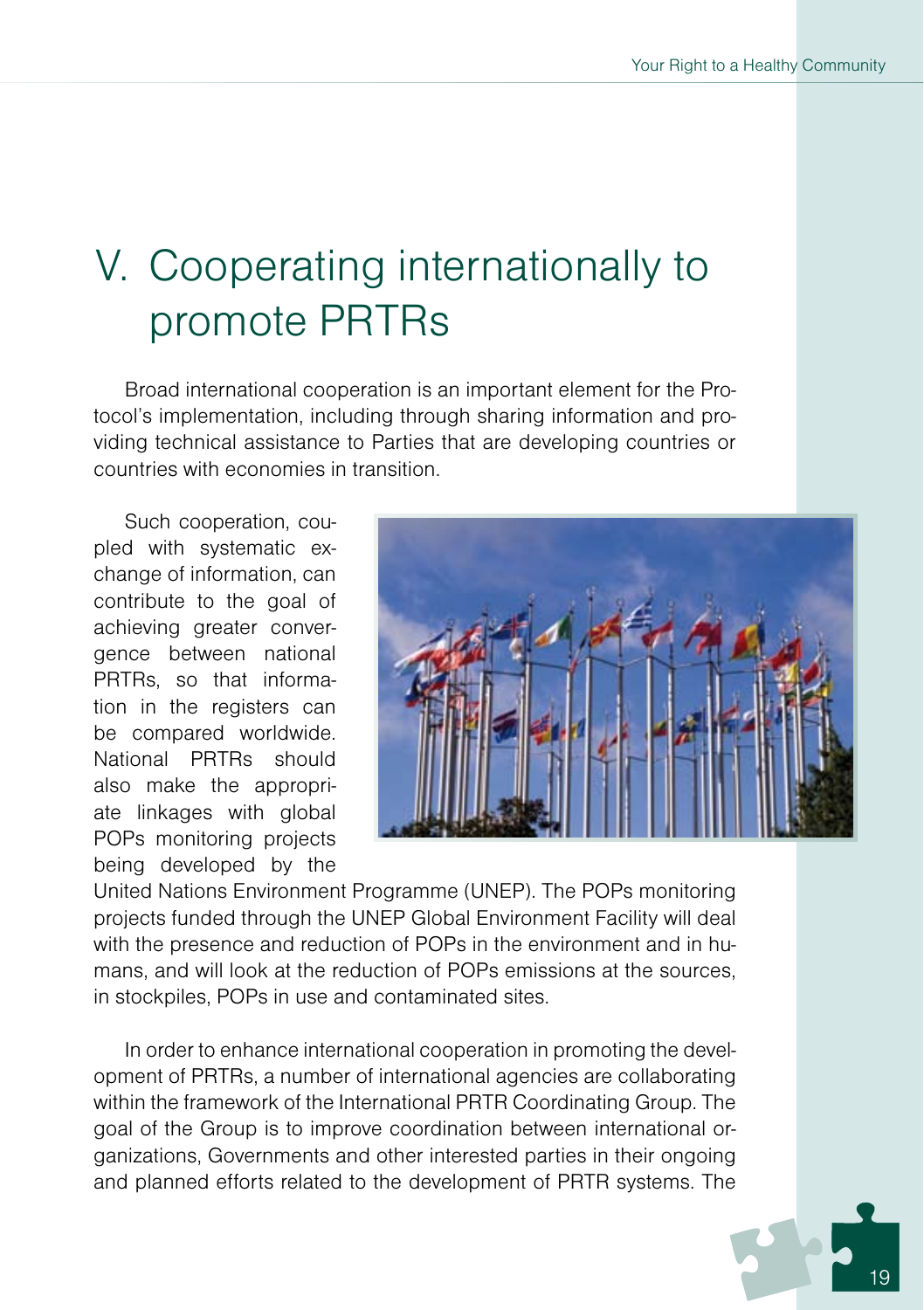# V. Cooperating internationally to promote PRTRs

Broad international cooperation is an important element for the Protocol's implementation, including through sharing information and providing technical assistance to Parties that are developing countries or countries with economies in transition.

Such cooperation, coupled with systematic exchange of information, can contribute to the goal of achieving greater convergence between national PRTRs, so that information in the registers can be compared worldwide. National PRTRs should also make the appropriate linkages with global POPs monitoring projects being developed by the United Nations Environment Programme (UNEP). The POPs monitoring projects funded through the UNEP Global Environment Facility will deal with the presence and reduction of POPs in the environment and in humans, and will look at the reduction of POPs emissions at the sources, in stockpiles, POPs in use and contaminated sites.

In order to enhance international cooperation in promoting the development of PRTRs, a number of international agencies are collaborating within the framework of the International PRTR Coordinating Group. The goal of the Group is to improve coordination between international organizations, Governments and other interested parties in their ongoing and planned efforts related to the development of PRTR systems. The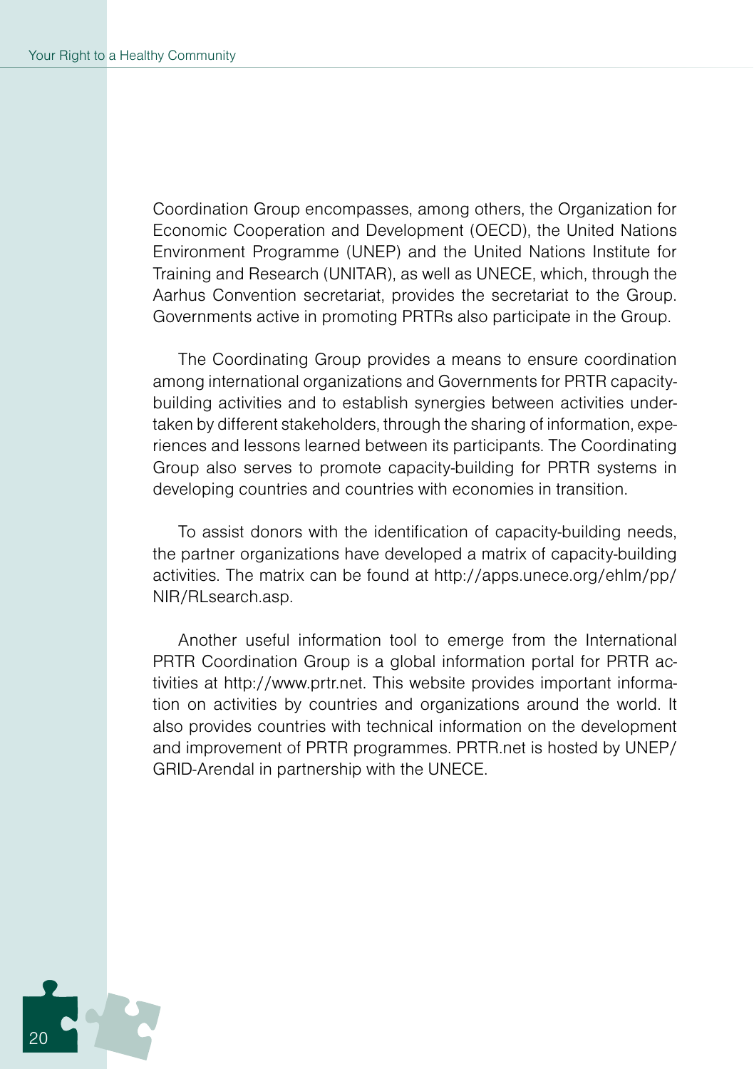Coordination Group encompasses, among others, the Organization for Economic Cooperation and Development (OECD), the United Nations Environment Programme (UNEP) and the United Nations Institute for Training and Research (UNITAR), as well as UNECE, which, through the Aarhus Convention secretariat, provides the secretariat to the Group. Governments active in promoting PRTRs also participate in the Group.

The Coordinating Group provides a means to ensure coordination among international organizations and Governments for PRTR capacity-building activities and to establish synergies between activities undertaken by different stakeholders, through the sharing of information, experiences and lessons learned between its participants. The Coordinating Group also serves to promote capacity-building for PRTR systems in developing countries and countries with economies in transition.

To assist donors with the identification of capacity-building needs, the partner organizations have developed a matrix of capacity-building activities. The matrix can be found at http://apps.unece.org/ehlm/pp/NIR/RLsearch.asp.

Another useful information tool to emerge from the International PRTR Coordination Group is a global information portal for PRTR activities at http://www.prtr.net. This website provides important information on activities by countries and organizations around the world. It also provides countries with technical information on the development and improvement of PRTR programmes. PRTR.net is hosted by UNEP/GRID-Arendal in partnership with the UNECE.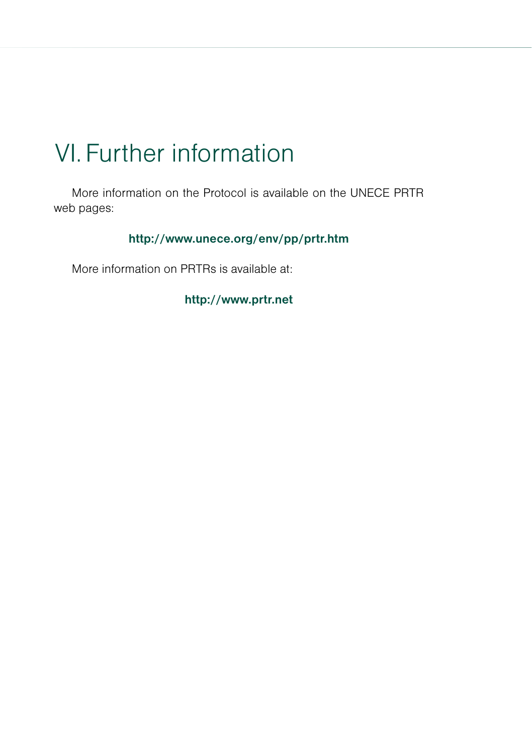# VI. Further information

More information on the Protocol is available on the UNECE PRTR web pages:

**http://www.unece.org/env/pp/prtr.htm**

More information on PRTRs is available at:

**http://www.prtr.net**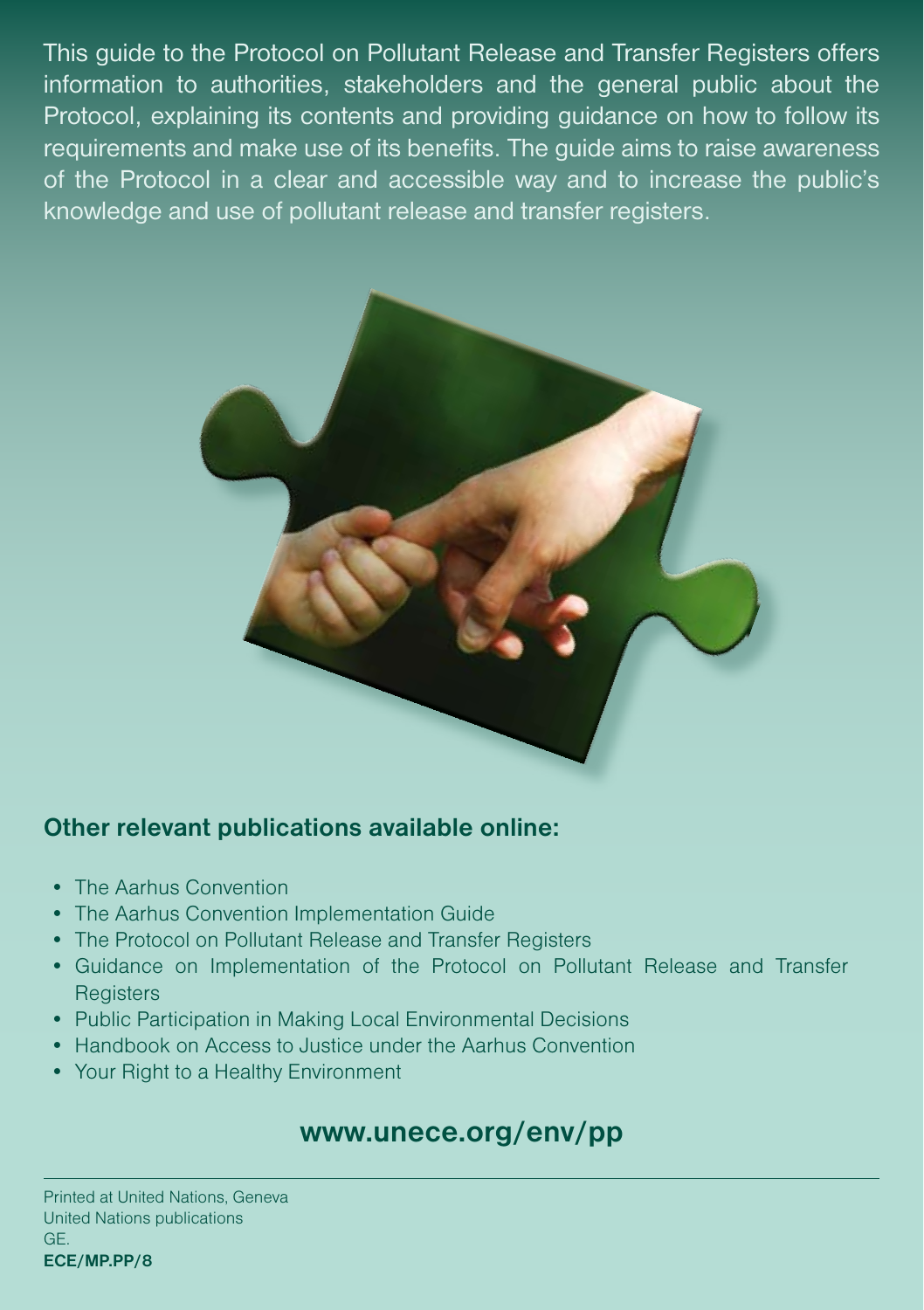This guide to the Protocol on Pollutant Release and Transfer Registers offers information to authorities, stakeholders and the general public about the Protocol, explaining its contents and providing guidance on how to follow its requirements and make use of its benefits. The guide aims to raise awareness of the Protocol in a clear and accessible way and to increase the public's knowledge and use of pollutant release and transfer registers.

### Other relevant publications available online:

- The Aarhus Convention
- The Aarhus Convention Implementation Guide
- The Protocol on Pollutant Release and Transfer Registers
- Guidance on Implementation of the Protocol on Pollutant Release and Transfer Registers
- Public Participation in Making Local Environmental Decisions
- Handbook on Access to Justice under the Aarhus Convention
- Your Right to a Healthy Environment

## www.unece.org/env/pp

Printed at United Nations, Geneva
United Nations publications
GE.
**ECE/MP.PP/8**